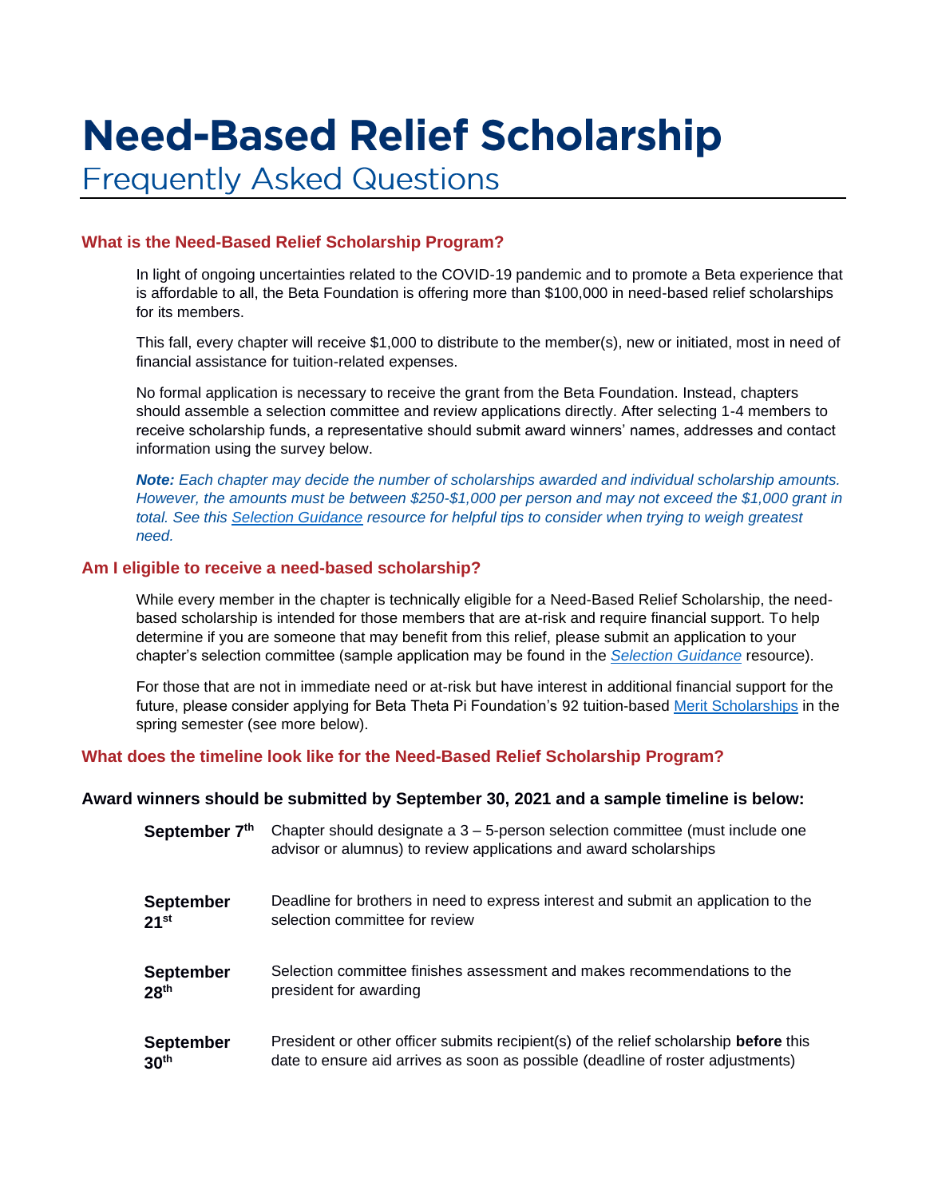# Need-Based Relief Scholarship

## Frequently Asked Questions

### What is the Need-Based Relief Scholarship Program?

In light of ongoing uncertainties related to the COVID-19 pandemic and to promote a Beta experience that is affordable to all, the Beta Foundation is offering more than $100,000 in need-based relief scholarships for its members.

This fall, every chapter will receive $1,000 to distribute to the member(s), new or initiated, most in need of financial assistance for tuition-related expenses.

No formal application is necessary to receive the grant from the Beta Foundation. Instead, chapters should assemble a selection committee and review applications directly. After selecting 1-4 members to receive scholarship funds, a representative should submit award winners' names, addresses and contact information using the survey below.

***Note:*** *Each chapter may decide the number of scholarships awarded and individual scholarship amounts. However, the amounts must be between $250-$1,000 per person and may not exceed the $1,000 grant in total. See this Selection Guidance resource for helpful tips to consider when trying to weigh greatest need.*

### Am I eligible to receive a need-based scholarship?

While every member in the chapter is technically eligible for a Need-Based Relief Scholarship, the need-based scholarship is intended for those members that are at-risk and require financial support. To help determine if you are someone that may benefit from this relief, please submit an application to your chapter's selection committee (sample application may be found in the *Selection Guidance* resource).

For those that are not in immediate need or at-risk but have interest in additional financial support for the future, please consider applying for Beta Theta Pi Foundation's 92 tuition-based Merit Scholarships in the spring semester (see more below).

### What does the timeline look like for the Need-Based Relief Scholarship Program?

**Award winners should be submitted by September 30, 2021 and a sample timeline is below:**

| | |
|---|---|
| **September 7th** | Chapter should designate a 3 – 5-person selection committee (must include one advisor or alumnus) to review applications and award scholarships |
| **September 21st** | Deadline for brothers in need to express interest and submit an application to the selection committee for review |
| **September 28th** | Selection committee finishes assessment and makes recommendations to the president for awarding |
| **September 30th** | President or other officer submits recipient(s) of the relief scholarship **before** this date to ensure aid arrives as soon as possible (deadline of roster adjustments) |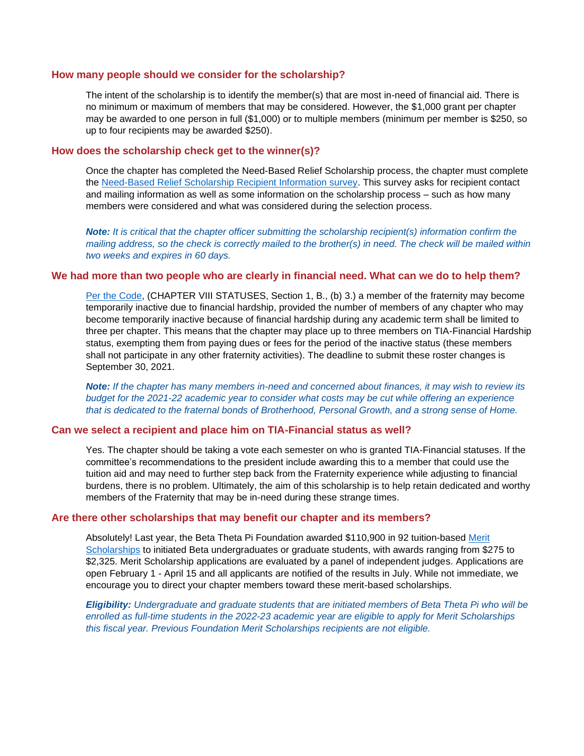### How many people should we consider for the scholarship?

The intent of the scholarship is to identify the member(s) that are most in-need of financial aid. There is no minimum or maximum of members that may be considered. However, the $1,000 grant per chapter may be awarded to one person in full ($1,000) or to multiple members (minimum per member is $250, so up to four recipients may be awarded $250).

### How does the scholarship check get to the winner(s)?

Once the chapter has completed the Need-Based Relief Scholarship process, the chapter must complete the Need-Based Relief Scholarship Recipient Information survey. This survey asks for recipient contact and mailing information as well as some information on the scholarship process – such as how many members were considered and what was considered during the selection process.

***Note:*** *It is critical that the chapter officer submitting the scholarship recipient(s) information confirm the mailing address, so the check is correctly mailed to the brother(s) in need. The check will be mailed within two weeks and expires in 60 days.*

### We had more than two people who are clearly in financial need. What can we do to help them?

Per the Code, (CHAPTER VIII STATUSES, Section 1, B., (b) 3.) a member of the fraternity may become temporarily inactive due to financial hardship, provided the number of members of any chapter who may become temporarily inactive because of financial hardship during any academic term shall be limited to three per chapter. This means that the chapter may place up to three members on TIA-Financial Hardship status, exempting them from paying dues or fees for the period of the inactive status (these members shall not participate in any other fraternity activities). The deadline to submit these roster changes is September 30, 2021.

***Note:*** *If the chapter has many members in-need and concerned about finances, it may wish to review its budget for the 2021-22 academic year to consider what costs may be cut while offering an experience that is dedicated to the fraternal bonds of Brotherhood, Personal Growth, and a strong sense of Home.*

### Can we select a recipient and place him on TIA-Financial status as well?

Yes. The chapter should be taking a vote each semester on who is granted TIA-Financial statuses. If the committee's recommendations to the president include awarding this to a member that could use the tuition aid and may need to further step back from the Fraternity experience while adjusting to financial burdens, there is no problem. Ultimately, the aim of this scholarship is to help retain dedicated and worthy members of the Fraternity that may be in-need during these strange times.

### Are there other scholarships that may benefit our chapter and its members?

Absolutely! Last year, the Beta Theta Pi Foundation awarded $110,900 in 92 tuition-based Merit Scholarships to initiated Beta undergraduates or graduate students, with awards ranging from $275 to $2,325. Merit Scholarship applications are evaluated by a panel of independent judges. Applications are open February 1 - April 15 and all applicants are notified of the results in July. While not immediate, we encourage you to direct your chapter members toward these merit-based scholarships.

***Eligibility:*** *Undergraduate and graduate students that are initiated members of Beta Theta Pi who will be enrolled as full-time students in the 2022-23 academic year are eligible to apply for Merit Scholarships this fiscal year. Previous Foundation Merit Scholarships recipients are not eligible.*